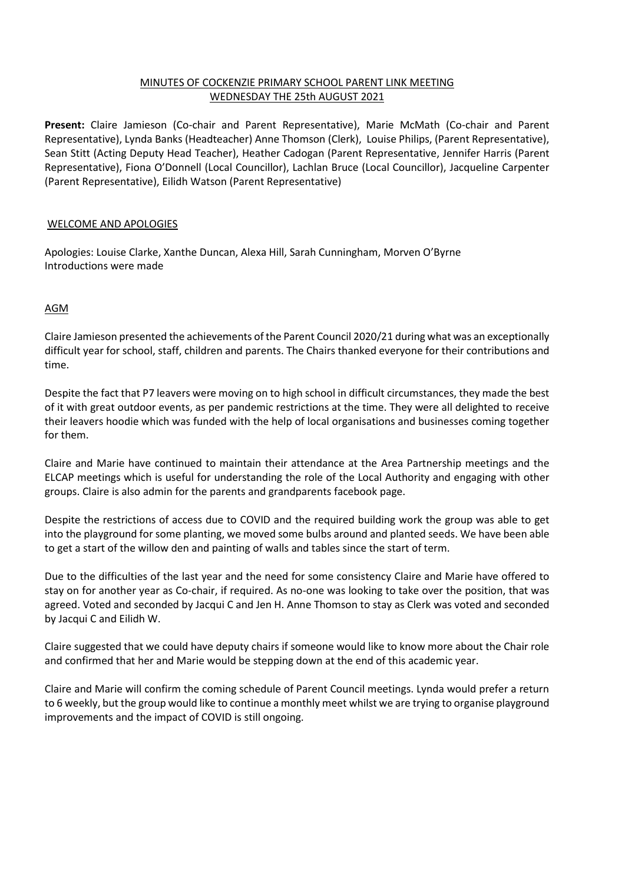# MINUTES OF COCKENZIE PRIMARY SCHOOL PARENT LINK MEETING
# WEDNESDAY THE 25th AUGUST 2021

**Present:** Claire Jamieson (Co-chair and Parent Representative), Marie McMath (Co-chair and Parent Representative), Lynda Banks (Headteacher) Anne Thomson (Clerk), Louise Philips, (Parent Representative), Sean Stitt (Acting Deputy Head Teacher), Heather Cadogan (Parent Representative, Jennifer Harris (Parent Representative), Fiona O'Donnell (Local Councillor), Lachlan Bruce (Local Councillor), Jacqueline Carpenter (Parent Representative), Eilidh Watson (Parent Representative)

## WELCOME AND APOLOGIES

Apologies: Louise Clarke, Xanthe Duncan, Alexa Hill, Sarah Cunningham, Morven O'Byrne
Introductions were made

## AGM

Claire Jamieson presented the achievements of the Parent Council 2020/21 during what was an exceptionally difficult year for school, staff, children and parents. The Chairs thanked everyone for their contributions and time.

Despite the fact that P7 leavers were moving on to high school in difficult circumstances, they made the best of it with great outdoor events, as per pandemic restrictions at the time. They were all delighted to receive their leavers hoodie which was funded with the help of local organisations and businesses coming together for them.

Claire and Marie have continued to maintain their attendance at the Area Partnership meetings and the ELCAP meetings which is useful for understanding the role of the Local Authority and engaging with other groups. Claire is also admin for the parents and grandparents facebook page.

Despite the restrictions of access due to COVID and the required building work the group was able to get into the playground for some planting, we moved some bulbs around and planted seeds. We have been able to get a start of the willow den and painting of walls and tables since the start of term.

Due to the difficulties of the last year and the need for some consistency Claire and Marie have offered to stay on for another year as Co-chair, if required. As no-one was looking to take over the position, that was agreed. Voted and seconded by Jacqui C and Jen H. Anne Thomson to stay as Clerk was voted and seconded by Jacqui C and Eilidh W.

Claire suggested that we could have deputy chairs if someone would like to know more about the Chair role and confirmed that her and Marie would be stepping down at the end of this academic year.

Claire and Marie will confirm the coming schedule of Parent Council meetings. Lynda would prefer a return to 6 weekly, but the group would like to continue a monthly meet whilst we are trying to organise playground improvements and the impact of COVID is still ongoing.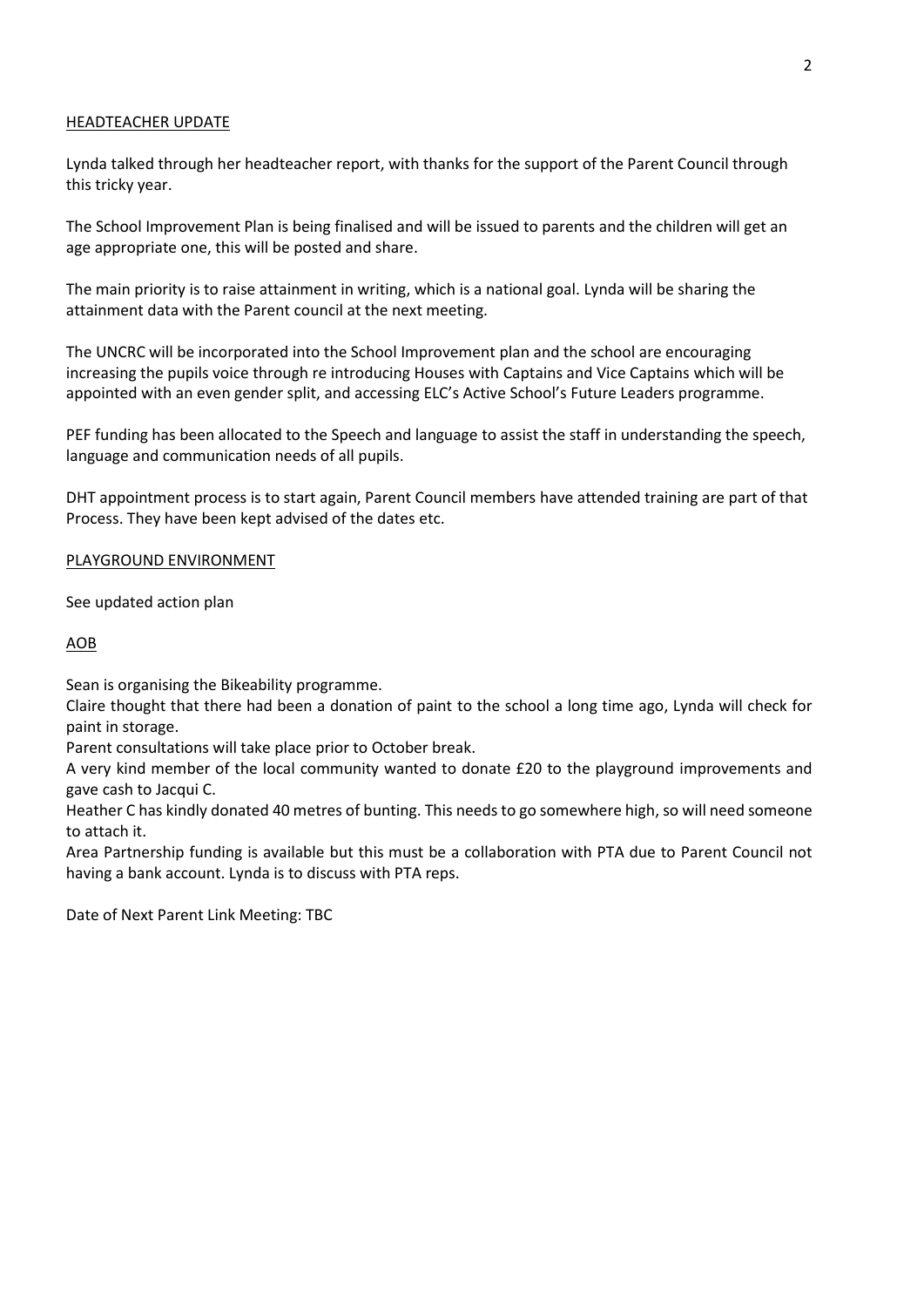## HEADTEACHER UPDATE

Lynda talked through her headteacher report, with thanks for the support of the Parent Council through this tricky year.

The School Improvement Plan is being finalised and will be issued to parents and the children will get an age appropriate one, this will be posted and share.

The main priority is to raise attainment in writing, which is a national goal. Lynda will be sharing the attainment data with the Parent council at the next meeting.

The UNCRC will be incorporated into the School Improvement plan and the school are encouraging increasing the pupils voice through re introducing Houses with Captains and Vice Captains which will be appointed with an even gender split, and accessing ELC's Active School's Future Leaders programme.

PEF funding has been allocated to the Speech and language to assist the staff in understanding the speech, language and communication needs of all pupils.

DHT appointment process is to start again, Parent Council members have attended training are part of that Process. They have been kept advised of the dates etc.

## PLAYGROUND ENVIRONMENT

See updated action plan

## AOB

Sean is organising the Bikeability programme.
Claire thought that there had been a donation of paint to the school a long time ago, Lynda will check for paint in storage.
Parent consultations will take place prior to October break.
A very kind member of the local community wanted to donate £20 to the playground improvements and gave cash to Jacqui C.
Heather C has kindly donated 40 metres of bunting. This needs to go somewhere high, so will need someone to attach it.
Area Partnership funding is available but this must be a collaboration with PTA due to Parent Council not having a bank account. Lynda is to discuss with PTA reps.

Date of Next Parent Link Meeting: TBC